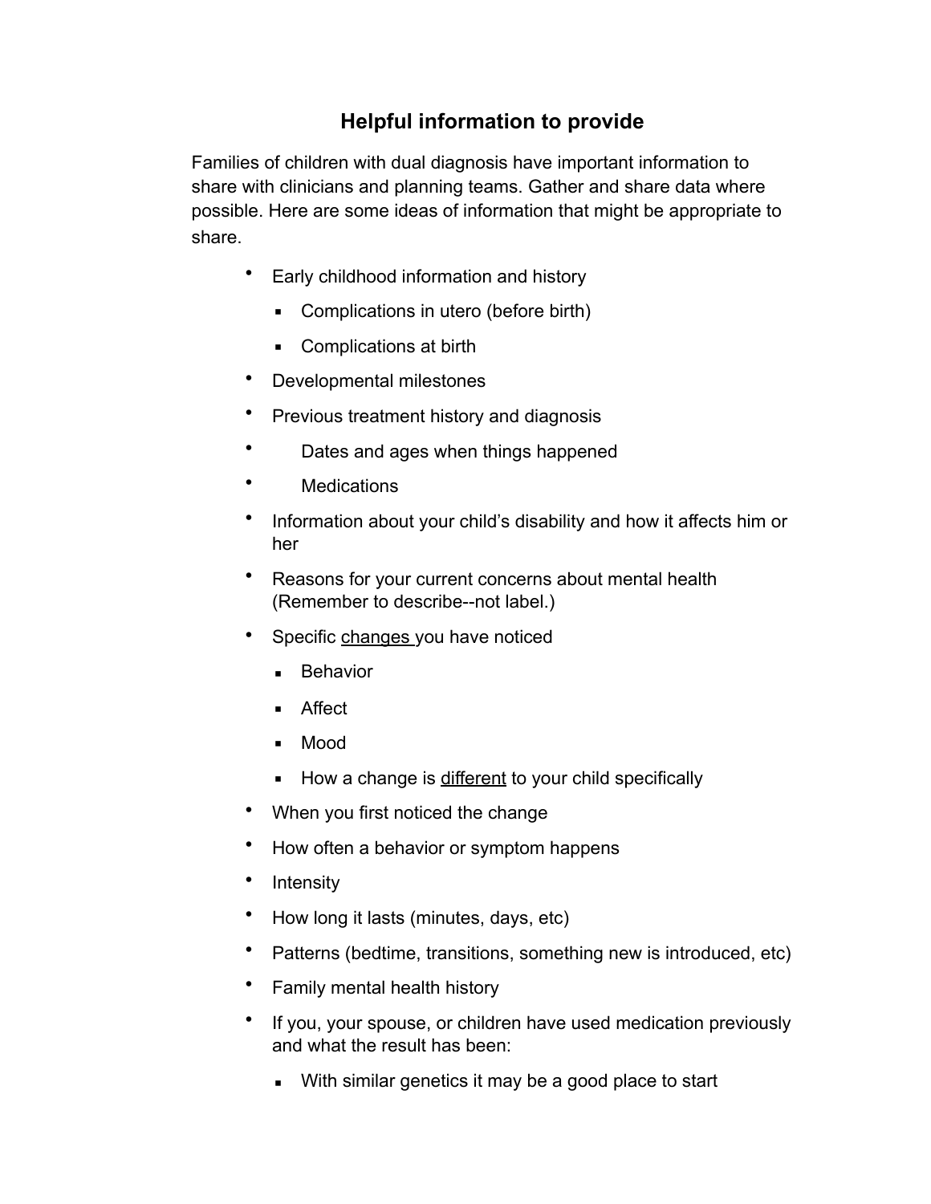## Helpful information to provide

Families of children with dual diagnosis have important information to share with clinicians and planning teams. Gather and share data where possible. Here are some ideas of information that might be appropriate to share.

- Early childhood information and history
  - Complications in utero (before birth)
  - Complications at birth
- Developmental milestones
- Previous treatment history and diagnosis
- Dates and ages when things happened
- Medications
- Information about your child's disability and how it affects him or her
- Reasons for your current concerns about mental health (Remember to describe--not label.)
- Specific <u>changes </u>you have noticed
  - Behavior
  - Affect
  - Mood
  - How a change is <u>different</u> to your child specifically
- When you first noticed the change
- How often a behavior or symptom happens
- Intensity
- How long it lasts (minutes, days, etc)
- Patterns (bedtime, transitions, something new is introduced, etc)
- Family mental health history
- If you, your spouse, or children have used medication previously and what the result has been:
  - With similar genetics it may be a good place to start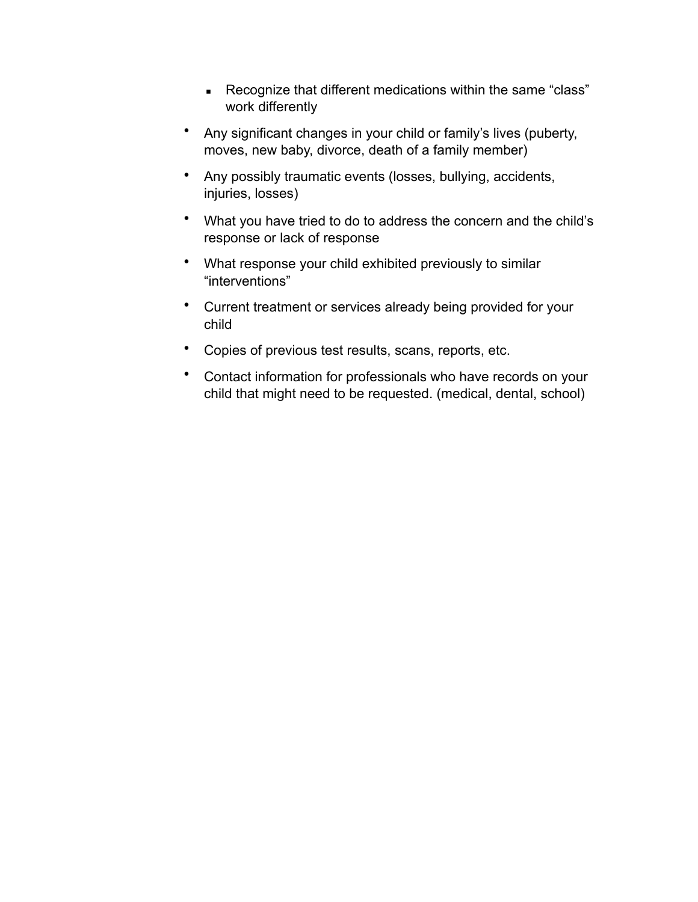- Recognize that different medications within the same “class” work differently

- Any significant changes in your child or family’s lives (puberty, moves, new baby, divorce, death of a family member)
- Any possibly traumatic events (losses, bullying, accidents, injuries, losses)
- What you have tried to do to address the concern and the child’s response or lack of response
- What response your child exhibited previously to similar “interventions”
- Current treatment or services already being provided for your child
- Copies of previous test results, scans, reports, etc.
- Contact information for professionals who have records on your child that might need to be requested. (medical, dental, school)